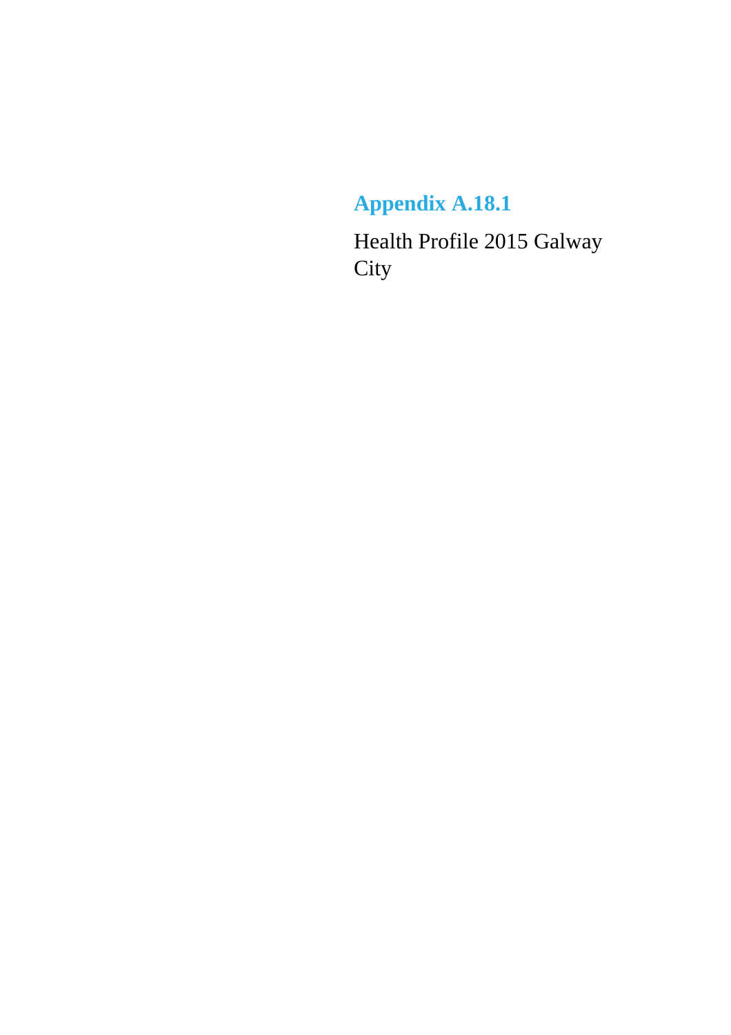# Appendix A.18.1

Health Profile 2015 Galway City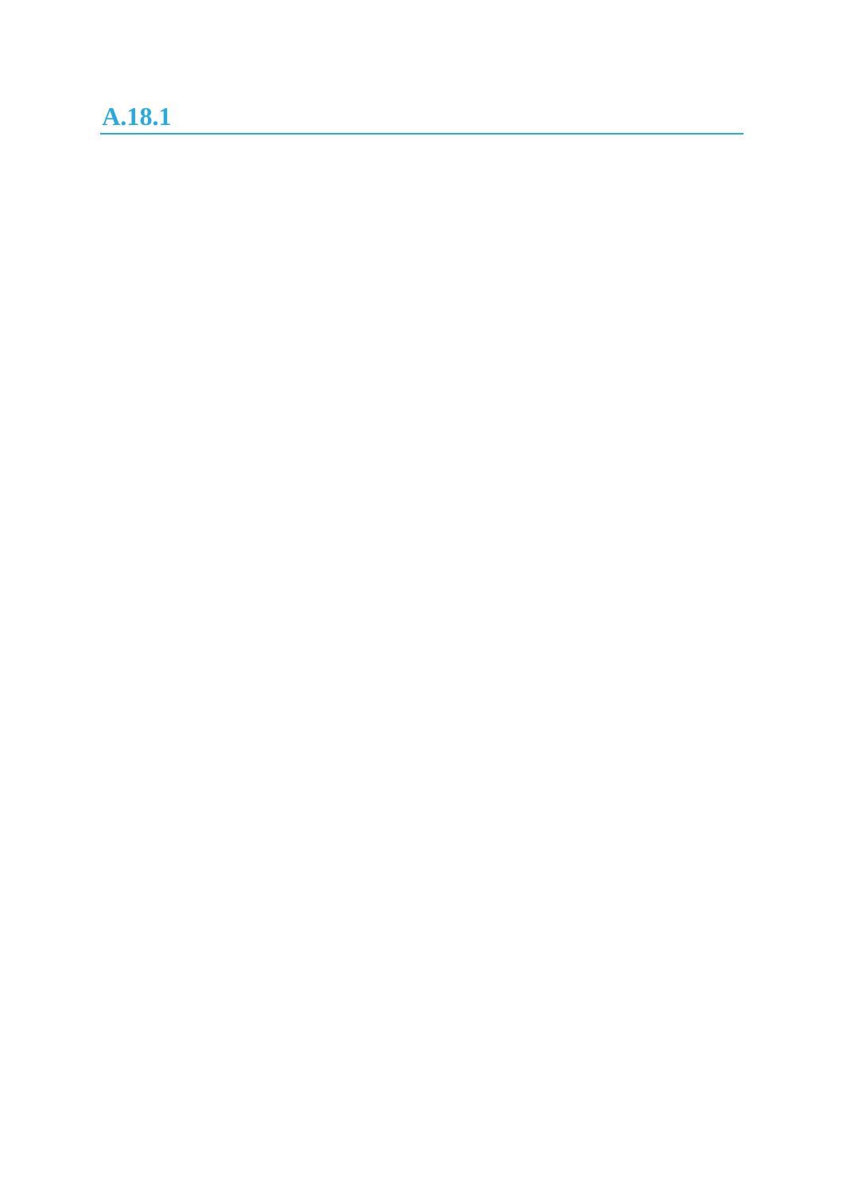## A.18.1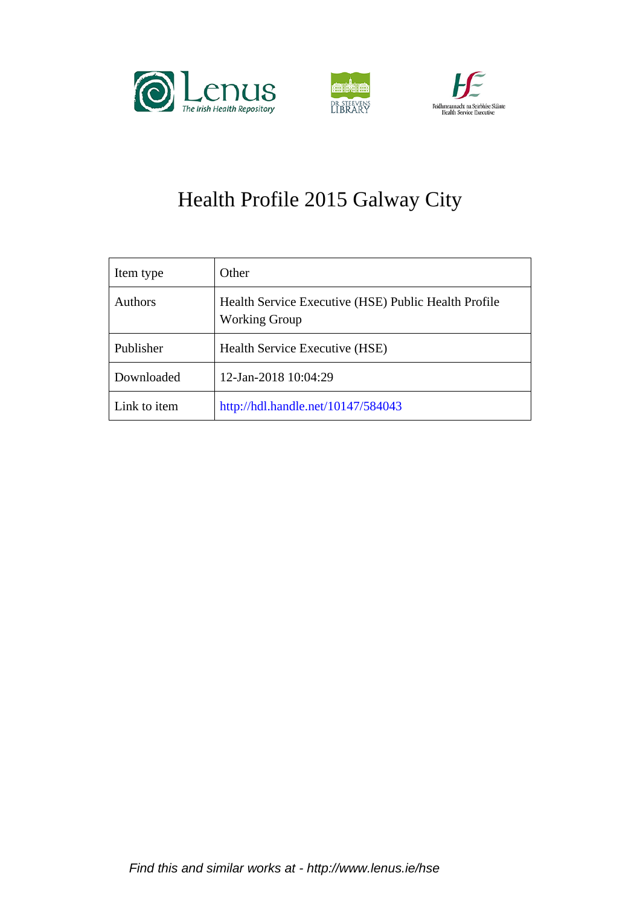# Health Profile 2015 Galway City

| Item type | Other |
|---|---|
| Authors | Health Service Executive (HSE) Public Health Profile Working Group |
| Publisher | Health Service Executive (HSE) |
| Downloaded | 12-Jan-2018 10:04:29 |
| Link to item | http://hdl.handle.net/10147/584043 |

*Find this and similar works at - http://www.lenus.ie/hse*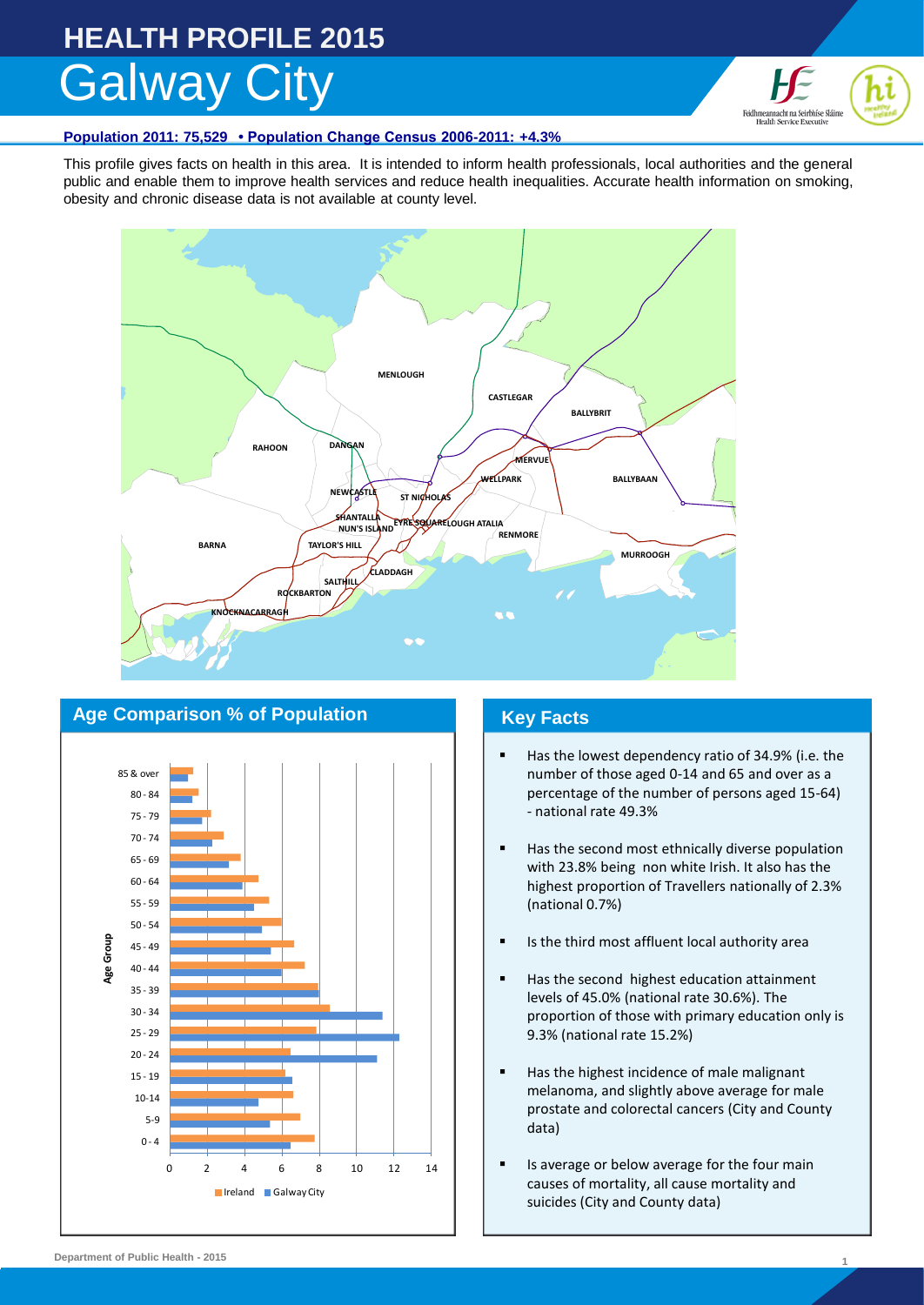# HEALTH PROFILE 2015

## Galway City

**Population 2011: 75,529 • Population Change Census 2006-2011: +4.3%**

This profile gives facts on health in this area. It is intended to inform health professionals, local authorities and the general public and enable them to improve health services and reduce health inequalities. Accurate health information on smoking, obesity and chronic disease data is not available at county level.

## Age Comparison % of Population

## Key Facts

- Has the lowest dependency ratio of 34.9% (i.e. the number of those aged 0-14 and 65 and over as a percentage of the number of persons aged 15-64) - national rate 49.3%
- Has the second most ethnically diverse population with 23.8% being non white Irish. It also has the highest proportion of Travellers nationally of 2.3% (national 0.7%)
- Is the third most affluent local authority area
- Has the second highest education attainment levels of 45.0% (national rate 30.6%). The proportion of those with primary education only is 9.3% (national rate 15.2%)
- Has the highest incidence of male malignant melanoma, and slightly above average for male prostate and colorectal cancers (City and County data)
- Is average or below average for the four main causes of mortality, all cause mortality and suicides (City and County data)

Department of Public Health - 2015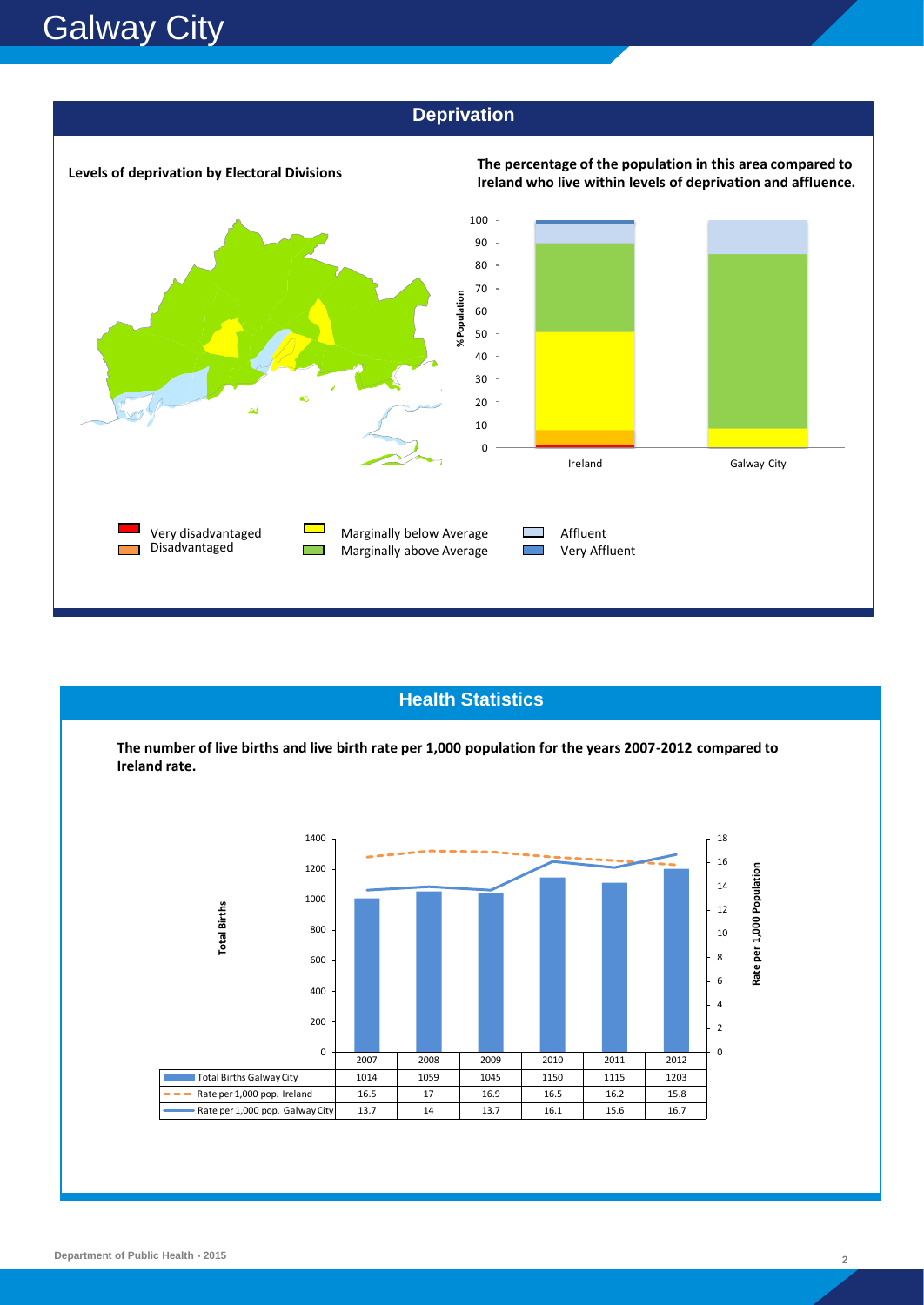# Galway City

## Deprivation

**Levels of deprivation by Electoral Divisions**

**The percentage of the population in this area compared to Ireland who live within levels of deprivation and affluence.**

Very disadvantaged
Disadvantaged
Marginally below Average
Marginally above Average
Affluent
Very Affluent

## Health Statistics

**The number of live births and live birth rate per 1,000 population for the years 2007-2012 compared to Ireland rate.**

| | 2007 | 2008 | 2009 | 2010 | 2011 | 2012 |
|---|---|---|---|---|---|---|
| Total Births Galway City | 1014 | 1059 | 1045 | 1150 | 1115 | 1203 |
| Rate per 1,000 pop. Ireland | 16.5 | 17 | 16.9 | 16.5 | 16.2 | 15.8 |
| Rate per 1,000 pop. Galway City | 13.7 | 14 | 13.7 | 16.1 | 15.6 | 16.7 |

Department of Public Health - 2015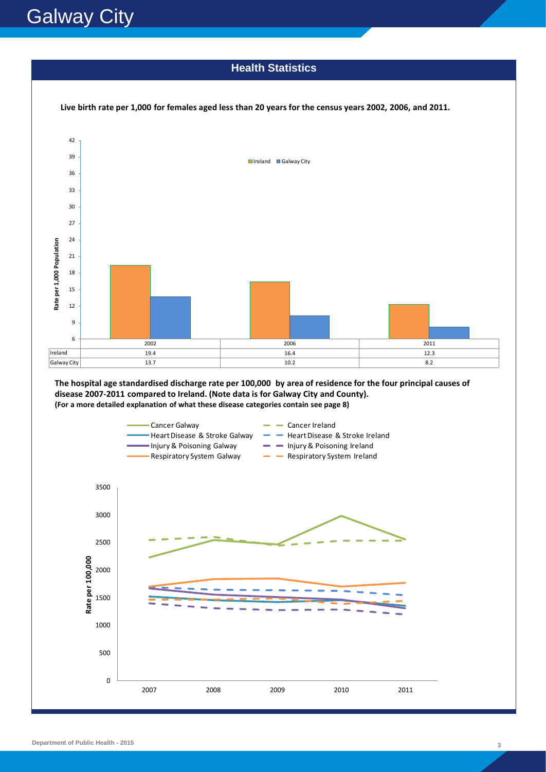## Health Statistics

**Live birth rate per 1,000 for females aged less than 20 years for the census years 2002, 2006, and 2011.**

|  | 2002 | 2006 | 2011 |
|---|---|---|---|
| Ireland | 19.4 | 16.4 | 12.3 |
| Galway City | 13.7 | 10.2 | 8.2 |

**The hospital age standardised discharge rate per 100,000 by area of residence for the four principal causes of disease 2007-2011 compared to Ireland. (Note data is for Galway City and County).**
**(For a more detailed explanation of what these disease categories contain see page 8)**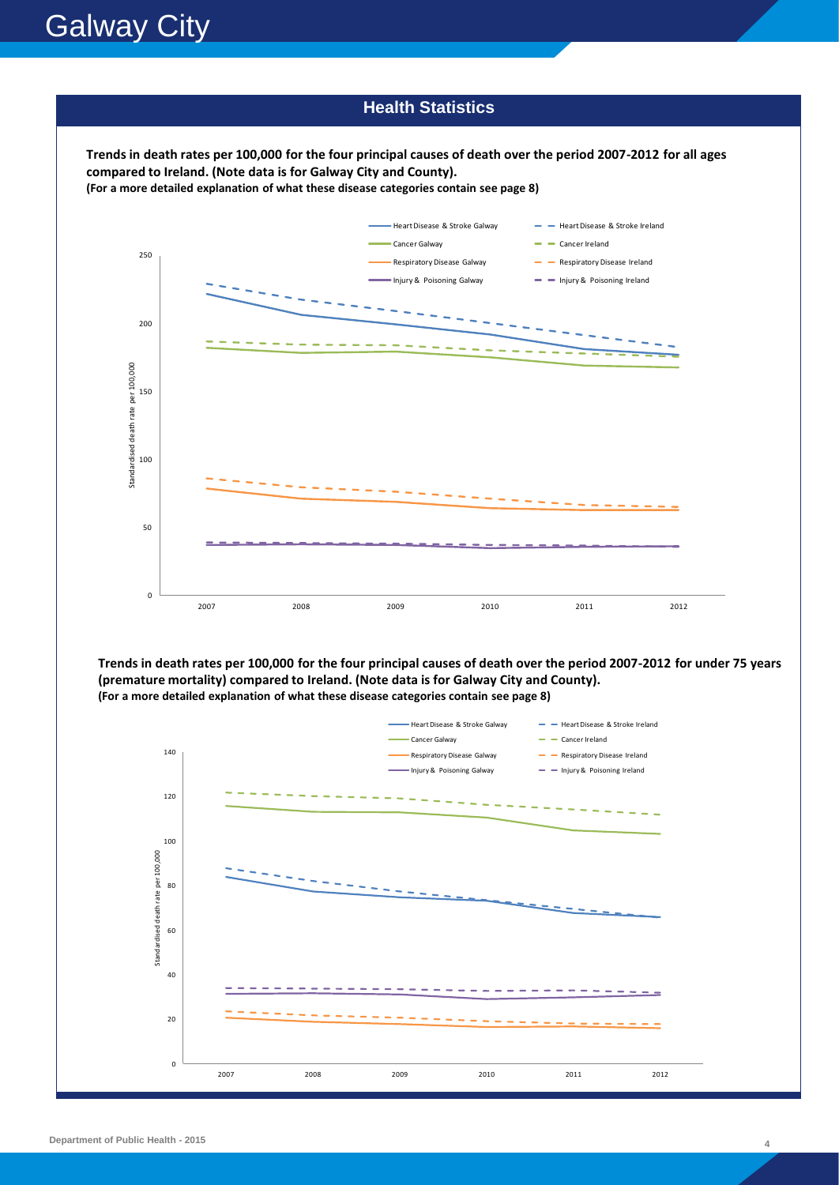# Galway City

## Health Statistics

**Trends in death rates per 100,000 for the four principal causes of death over the period 2007-2012 for all ages compared to Ireland. (Note data is for Galway City and County).**
**(For a more detailed explanation of what these disease categories contain see page 8)**

**Trends in death rates per 100,000 for the four principal causes of death over the period 2007-2012 for under 75 years (premature mortality) compared to Ireland. (Note data is for Galway City and County).**
**(For a more detailed explanation of what these disease categories contain see page 8)**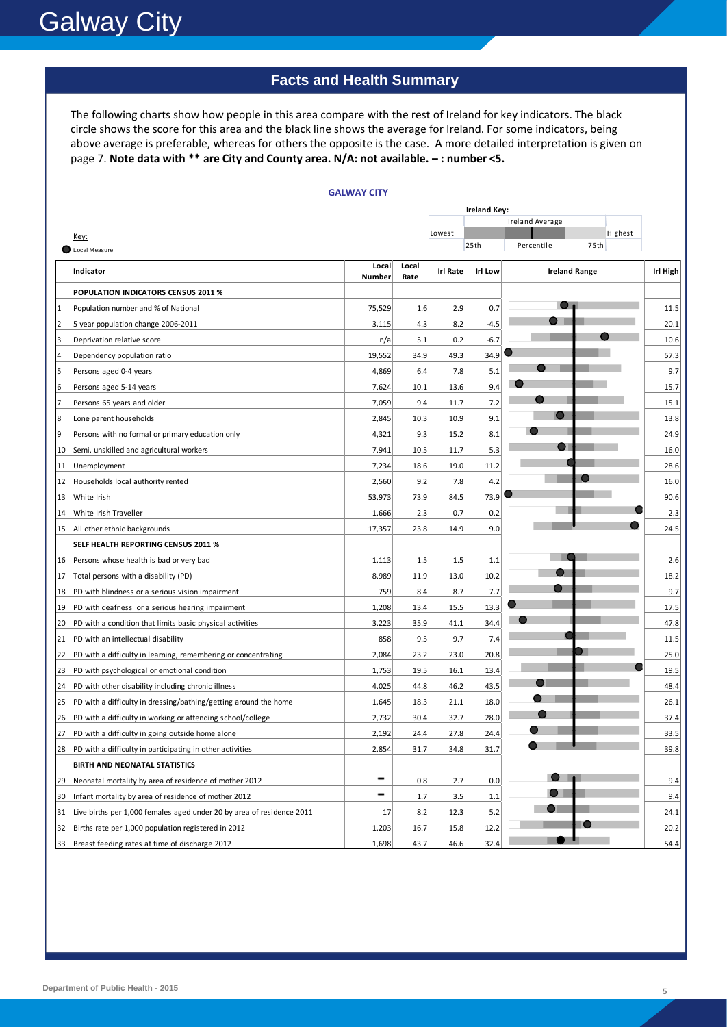# Galway City

## Facts and Health Summary

The following charts show how people in this area compare with the rest of Ireland for key indicators. The black circle shows the score for this area and the black line shows the average for Ireland. For some indicators, being above average is preferable, whereas for others the opposite is the case. A more detailed interpretation is given on page 7. **Note data with ** are City and County area. N/A: not available. – : number <5.**

### GALWAY CITY

Ireland Key: Lowest | 25th Percentile | Ireland Average | 75th Percentile | Highest

Key: ● Local Measure

| | Indicator | Local Number | Local Rate | Irl Rate | Irl Low | Ireland Range | Irl High |
|---|---|---|---|---|---|---|---|
| | **POPULATION INDICATORS CENSUS 2011 %** | | | | | | |
| 1 | Population number and % of National | 75,529 | 1.6 | 2.9 | 0.7 | | 11.5 |
| 2 | 5 year population change 2006-2011 | 3,115 | 4.3 | 8.2 | -4.5 | | 20.1 |
| 3 | Deprivation relative score | n/a | 5.1 | 0.2 | -6.7 | | 10.6 |
| 4 | Dependency population ratio | 19,552 | 34.9 | 49.3 | 34.9 | | 57.3 |
| 5 | Persons aged 0-4 years | 4,869 | 6.4 | 7.8 | 5.1 | | 9.7 |
| 6 | Persons aged 5-14 years | 7,624 | 10.1 | 13.6 | 9.4 | | 15.7 |
| 7 | Persons 65 years and older | 7,059 | 9.4 | 11.7 | 7.2 | | 15.1 |
| 8 | Lone parent households | 2,845 | 10.3 | 10.9 | 9.1 | | 13.8 |
| 9 | Persons with no formal or primary education only | 4,321 | 9.3 | 15.2 | 8.1 | | 24.9 |
| 10 | Semi, unskilled and agricultural workers | 7,941 | 10.5 | 11.7 | 5.3 | | 16.0 |
| 11 | Unemployment | 7,234 | 18.6 | 19.0 | 11.2 | | 28.6 |
| 12 | Households local authority rented | 2,560 | 9.2 | 7.8 | 4.2 | | 16.0 |
| 13 | White Irish | 53,973 | 73.9 | 84.5 | 73.9 | | 90.6 |
| 14 | White Irish Traveller | 1,666 | 2.3 | 0.7 | 0.2 | | 2.3 |
| 15 | All other ethnic backgrounds | 17,357 | 23.8 | 14.9 | 9.0 | | 24.5 |
| | **SELF HEALTH REPORTING CENSUS 2011 %** | | | | | | |
| 16 | Persons whose health is bad or very bad | 1,113 | 1.5 | 1.5 | 1.1 | | 2.6 |
| 17 | Total persons with a disability (PD) | 8,989 | 11.9 | 13.0 | 10.2 | | 18.2 |
| 18 | PD with blindness or a serious vision impairment | 759 | 8.4 | 8.7 | 7.7 | | 9.7 |
| 19 | PD with deafness or a serious hearing impairment | 1,208 | 13.4 | 15.5 | 13.3 | | 17.5 |
| 20 | PD with a condition that limits basic physical activities | 3,223 | 35.9 | 41.1 | 34.4 | | 47.8 |
| 21 | PD with an intellectual disability | 858 | 9.5 | 9.7 | 7.4 | | 11.5 |
| 22 | PD with a difficulty in learning, remembering or concentrating | 2,084 | 23.2 | 23.0 | 20.8 | | 25.0 |
| 23 | PD with psychological or emotional condition | 1,753 | 19.5 | 16.1 | 13.4 | | 19.5 |
| 24 | PD with other disability including chronic illness | 4,025 | 44.8 | 46.2 | 43.5 | | 48.4 |
| 25 | PD with a difficulty in dressing/bathing/getting around the home | 1,645 | 18.3 | 21.1 | 18.0 | | 26.1 |
| 26 | PD with a difficulty in working or attending school/college | 2,732 | 30.4 | 32.7 | 28.0 | | 37.4 |
| 27 | PD with a difficulty in going outside home alone | 2,192 | 24.4 | 27.8 | 24.4 | | 33.5 |
| 28 | PD with a difficulty in participating in other activities | 2,854 | 31.7 | 34.8 | 31.7 | | 39.8 |
| | **BIRTH AND NEONATAL STATISTICS** | | | | | | |
| 29 | Neonatal mortality by area of residence of mother 2012 | – | 0.8 | 2.7 | 0.0 | | 9.4 |
| 30 | Infant mortality by area of residence of mother 2012 | – | 1.7 | 3.5 | 1.1 | | 9.4 |
| 31 | Live births per 1,000 females aged under 20 by area of residence 2011 | 17 | 8.2 | 12.3 | 5.2 | | 24.1 |
| 32 | Births rate per 1,000 population registered in 2012 | 1,203 | 16.7 | 15.8 | 12.2 | | 20.2 |
| 33 | Breast feeding rates at time of discharge 2012 | 1,698 | 43.7 | 46.6 | 32.4 | | 54.4 |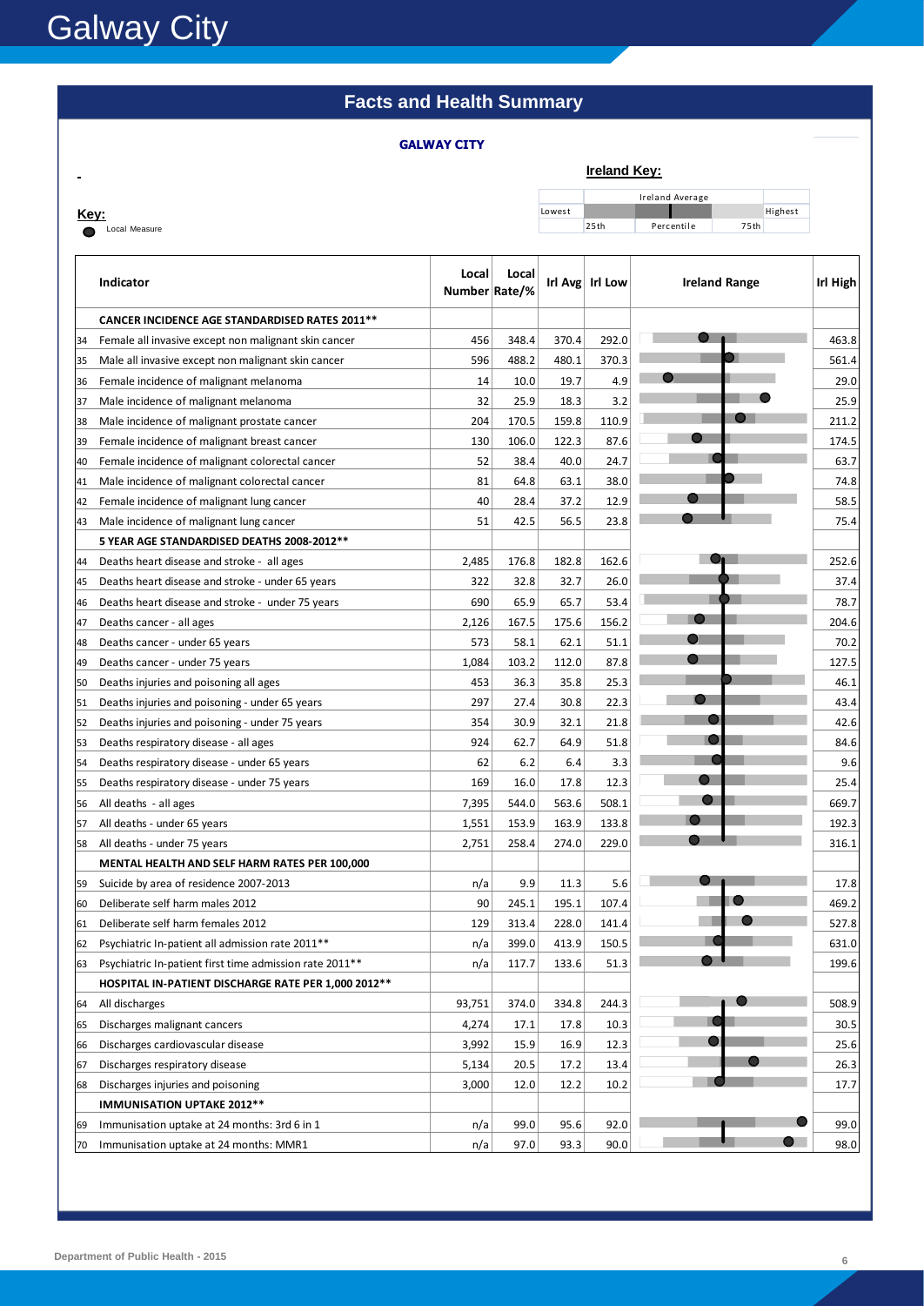# Galway City

## Facts and Health Summary

**GALWAY CITY**

**Ireland Key:**

| Lowest | 25th | Ireland Average / Percentile | 75th | Highest |
|---|---|---|---|---|

**Key:**
● Local Measure

| | Indicator | Local Number | Local Rate/% | Irl Avg | Irl Low | Ireland Range | Irl High |
|---|---|---|---|---|---|---|---|
| | **CANCER INCIDENCE AGE STANDARDISED RATES 2011\*\*** | | | | | | |
| 34 | Female all invasive except non malignant skin cancer | 456 | 348.4 | 370.4 | 292.0 | | 463.8 |
| 35 | Male all invasive except non malignant skin cancer | 596 | 488.2 | 480.1 | 370.3 | | 561.4 |
| 36 | Female incidence of malignant melanoma | 14 | 10.0 | 19.7 | 4.9 | | 29.0 |
| 37 | Male incidence of malignant melanoma | 32 | 25.9 | 18.3 | 3.2 | | 25.9 |
| 38 | Male incidence of malignant prostate cancer | 204 | 170.5 | 159.8 | 110.9 | | 211.2 |
| 39 | Female incidence of malignant breast cancer | 130 | 106.0 | 122.3 | 87.6 | | 174.5 |
| 40 | Female incidence of malignant colorectal cancer | 52 | 38.4 | 40.0 | 24.7 | | 63.7 |
| 41 | Male incidence of malignant colorectal cancer | 81 | 64.8 | 63.1 | 38.0 | | 74.8 |
| 42 | Female incidence of malignant lung cancer | 40 | 28.4 | 37.2 | 12.9 | | 58.5 |
| 43 | Male incidence of malignant lung cancer | 51 | 42.5 | 56.5 | 23.8 | | 75.4 |
| | **5 YEAR AGE STANDARDISED DEATHS 2008-2012\*\*** | | | | | | |
| 44 | Deaths heart disease and stroke - all ages | 2,485 | 176.8 | 182.8 | 162.6 | | 252.6 |
| 45 | Deaths heart disease and stroke - under 65 years | 322 | 32.8 | 32.7 | 26.0 | | 37.4 |
| 46 | Deaths heart disease and stroke - under 75 years | 690 | 65.9 | 65.7 | 53.4 | | 78.7 |
| 47 | Deaths cancer - all ages | 2,126 | 167.5 | 175.6 | 156.2 | | 204.6 |
| 48 | Deaths cancer - under 65 years | 573 | 58.1 | 62.1 | 51.1 | | 70.2 |
| 49 | Deaths cancer - under 75 years | 1,084 | 103.2 | 112.0 | 87.8 | | 127.5 |
| 50 | Deaths injuries and poisoning all ages | 453 | 36.3 | 35.8 | 25.3 | | 46.1 |
| 51 | Deaths injuries and poisoning - under 65 years | 297 | 27.4 | 30.8 | 22.3 | | 43.4 |
| 52 | Deaths injuries and poisoning - under 75 years | 354 | 30.9 | 32.1 | 21.8 | | 42.6 |
| 53 | Deaths respiratory disease - all ages | 924 | 62.7 | 64.9 | 51.8 | | 84.6 |
| 54 | Deaths respiratory disease - under 65 years | 62 | 6.2 | 6.4 | 3.3 | | 9.6 |
| 55 | Deaths respiratory disease - under 75 years | 169 | 16.0 | 17.8 | 12.3 | | 25.4 |
| 56 | All deaths - all ages | 7,395 | 544.0 | 563.6 | 508.1 | | 669.7 |
| 57 | All deaths - under 65 years | 1,551 | 153.9 | 163.9 | 133.8 | | 192.3 |
| 58 | All deaths - under 75 years | 2,751 | 258.4 | 274.0 | 229.0 | | 316.1 |
| | **MENTAL HEALTH AND SELF HARM RATES PER 100,000** | | | | | | |
| 59 | Suicide by area of residence 2007-2013 | n/a | 9.9 | 11.3 | 5.6 | | 17.8 |
| 60 | Deliberate self harm males 2012 | 90 | 245.1 | 195.1 | 107.4 | | 469.2 |
| 61 | Deliberate self harm females 2012 | 129 | 313.4 | 228.0 | 141.4 | | 527.8 |
| 62 | Psychiatric In-patient all admission rate 2011\*\* | n/a | 399.0 | 413.9 | 150.5 | | 631.0 |
| 63 | Psychiatric In-patient first time admission rate 2011\*\* | n/a | 117.7 | 133.6 | 51.3 | | 199.6 |
| | **HOSPITAL IN-PATIENT DISCHARGE RATE PER 1,000 2012\*\*** | | | | | | |
| 64 | All discharges | 93,751 | 374.0 | 334.8 | 244.3 | | 508.9 |
| 65 | Discharges malignant cancers | 4,274 | 17.1 | 17.8 | 10.3 | | 30.5 |
| 66 | Discharges cardiovascular disease | 3,992 | 15.9 | 16.9 | 12.3 | | 25.6 |
| 67 | Discharges respiratory disease | 5,134 | 20.5 | 17.2 | 13.4 | | 26.3 |
| 68 | Discharges injuries and poisoning | 3,000 | 12.0 | 12.2 | 10.2 | | 17.7 |
| | **IMMUNISATION UPTAKE 2012\*\*** | | | | | | |
| 69 | Immunisation uptake at 24 months: 3rd 6 in 1 | n/a | 99.0 | 95.6 | 92.0 | | 99.0 |
| 70 | Immunisation uptake at 24 months: MMR1 | n/a | 97.0 | 93.3 | 90.0 | | 98.0 |

Department of Public Health - 2015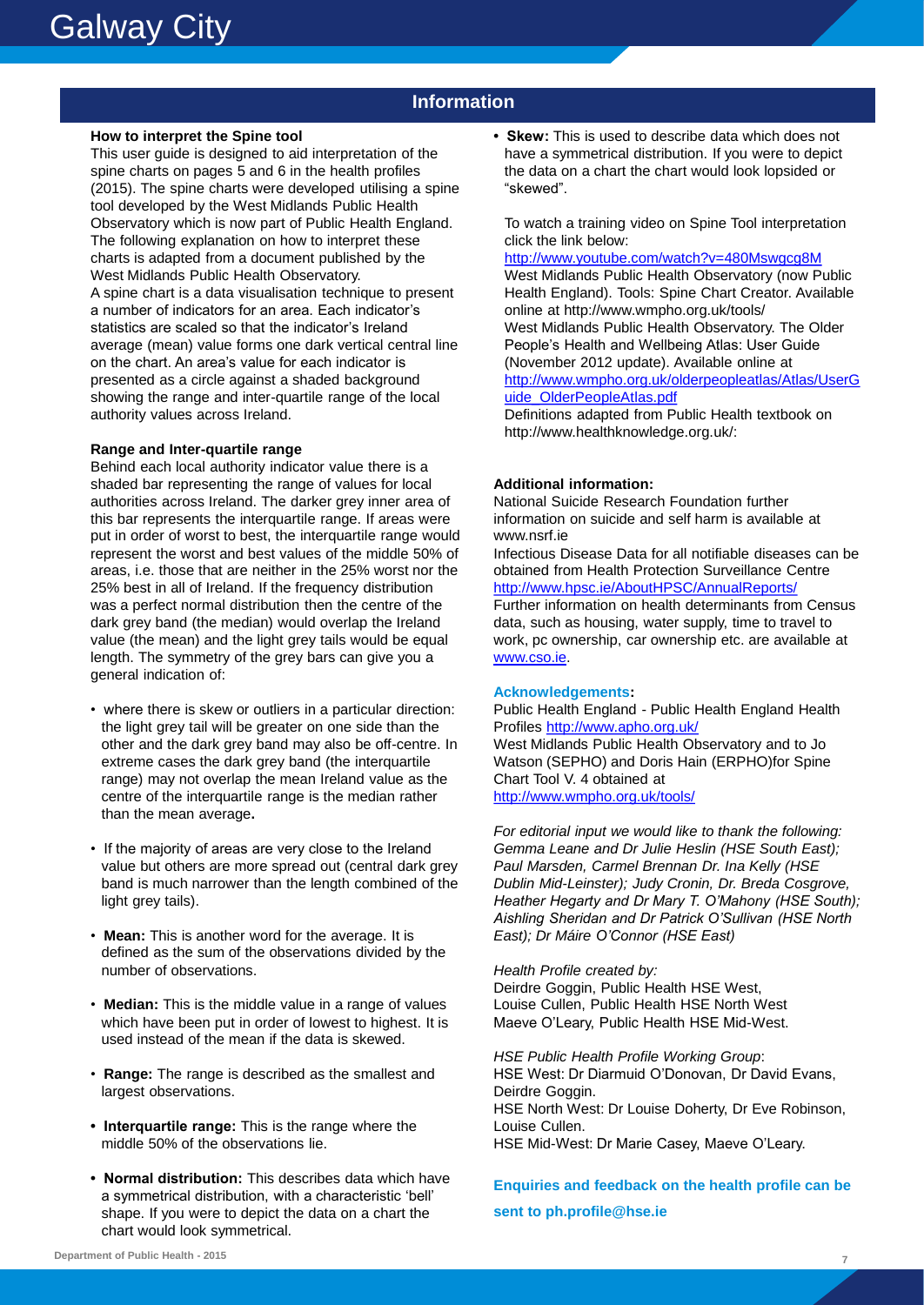## Information

**How to interpret the Spine tool**

This user guide is designed to aid interpretation of the spine charts on pages 5 and 6 in the health profiles (2015). The spine charts were developed utilising a spine tool developed by the West Midlands Public Health Observatory which is now part of Public Health England. The following explanation on how to interpret these charts is adapted from a document published by the West Midlands Public Health Observatory.

A spine chart is a data visualisation technique to present a number of indicators for an area. Each indicator's statistics are scaled so that the indicator's Ireland average (mean) value forms one dark vertical central line on the chart. An area's value for each indicator is presented as a circle against a shaded background showing the range and inter-quartile range of the local authority values across Ireland.

**Range and Inter-quartile range**

Behind each local authority indicator value there is a shaded bar representing the range of values for local authorities across Ireland. The darker grey inner area of this bar represents the interquartile range. If areas were put in order of worst to best, the interquartile range would represent the worst and best values of the middle 50% of areas, i.e. those that are neither in the 25% worst nor the 25% best in all of Ireland. If the frequency distribution was a perfect normal distribution then the centre of the dark grey band (the median) would overlap the Ireland value (the mean) and the light grey tails would be equal length. The symmetry of the grey bars can give you a general indication of:

- where there is skew or outliers in a particular direction: the light grey tail will be greater on one side than the other and the dark grey band may also be off-centre. In extreme cases the dark grey band (the interquartile range) may not overlap the mean Ireland value as the centre of the interquartile range is the median rather than the mean average**.**
- If the majority of areas are very close to the Ireland value but others are more spread out (central dark grey band is much narrower than the length combined of the light grey tails).
- **Mean:** This is another word for the average. It is defined as the sum of the observations divided by the number of observations.
- **Median:** This is the middle value in a range of values which have been put in order of lowest to highest. It is used instead of the mean if the data is skewed.
- **Range:** The range is described as the smallest and largest observations.
- **Interquartile range:** This is the range where the middle 50% of the observations lie.
- **Normal distribution:** This describes data which have a symmetrical distribution, with a characteristic 'bell' shape. If you were to depict the data on a chart the chart would look symmetrical.
- **Skew:** This is used to describe data which does not have a symmetrical distribution. If you were to depict the data on a chart the chart would look lopsided or "skewed".

To watch a training video on Spine Tool interpretation click the link below:

http://www.youtube.com/watch?v=480Mswgcg8M

West Midlands Public Health Observatory (now Public Health England). Tools: Spine Chart Creator. Available online at http://www.wmpho.org.uk/tools/

West Midlands Public Health Observatory. The Older People's Health and Wellbeing Atlas: User Guide (November 2012 update). Available online at http://www.wmpho.org.uk/olderpeopleatlas/Atlas/UserGuide_OlderPeopleAtlas.pdf

Definitions adapted from Public Health textbook on http://www.healthknowledge.org.uk/:

**Additional information:**

National Suicide Research Foundation further information on suicide and self harm is available at www.nsrf.ie

Infectious Disease Data for all notifiable diseases can be obtained from Health Protection Surveillance Centre http://www.hpsc.ie/AboutHPSC/AnnualReports/

Further information on health determinants from Census data, such as housing, water supply, time to travel to work, pc ownership, car ownership etc. are available at www.cso.ie.

**Acknowledgements:**

Public Health England - Public Health England Health Profiles http://www.apho.org.uk/

West Midlands Public Health Observatory and to Jo Watson (SEPHO) and Doris Hain (ERPHO)for Spine Chart Tool V. 4 obtained at http://www.wmpho.org.uk/tools/

*For editorial input we would like to thank the following: Gemma Leane and Dr Julie Heslin (HSE South East); Paul Marsden, Carmel Brennan Dr. Ina Kelly (HSE Dublin Mid-Leinster); Judy Cronin, Dr. Breda Cosgrove, Heather Hegarty and Dr Mary T. O'Mahony (HSE South); Aishling Sheridan and Dr Patrick O'Sullivan (HSE North East); Dr Máire O'Connor (HSE East)*

*Health Profile created by:*

Deirdre Goggin, Public Health HSE West,
Louise Cullen, Public Health HSE North West
Maeve O'Leary, Public Health HSE Mid-West.

*HSE Public Health Profile Working Group*:

HSE West: Dr Diarmuid O'Donovan, Dr David Evans, Deirdre Goggin.
HSE North West: Dr Louise Doherty, Dr Eve Robinson, Louise Cullen.
HSE Mid-West: Dr Marie Casey, Maeve O'Leary.

**Enquiries and feedback on the health profile can be sent to ph.profile@hse.ie**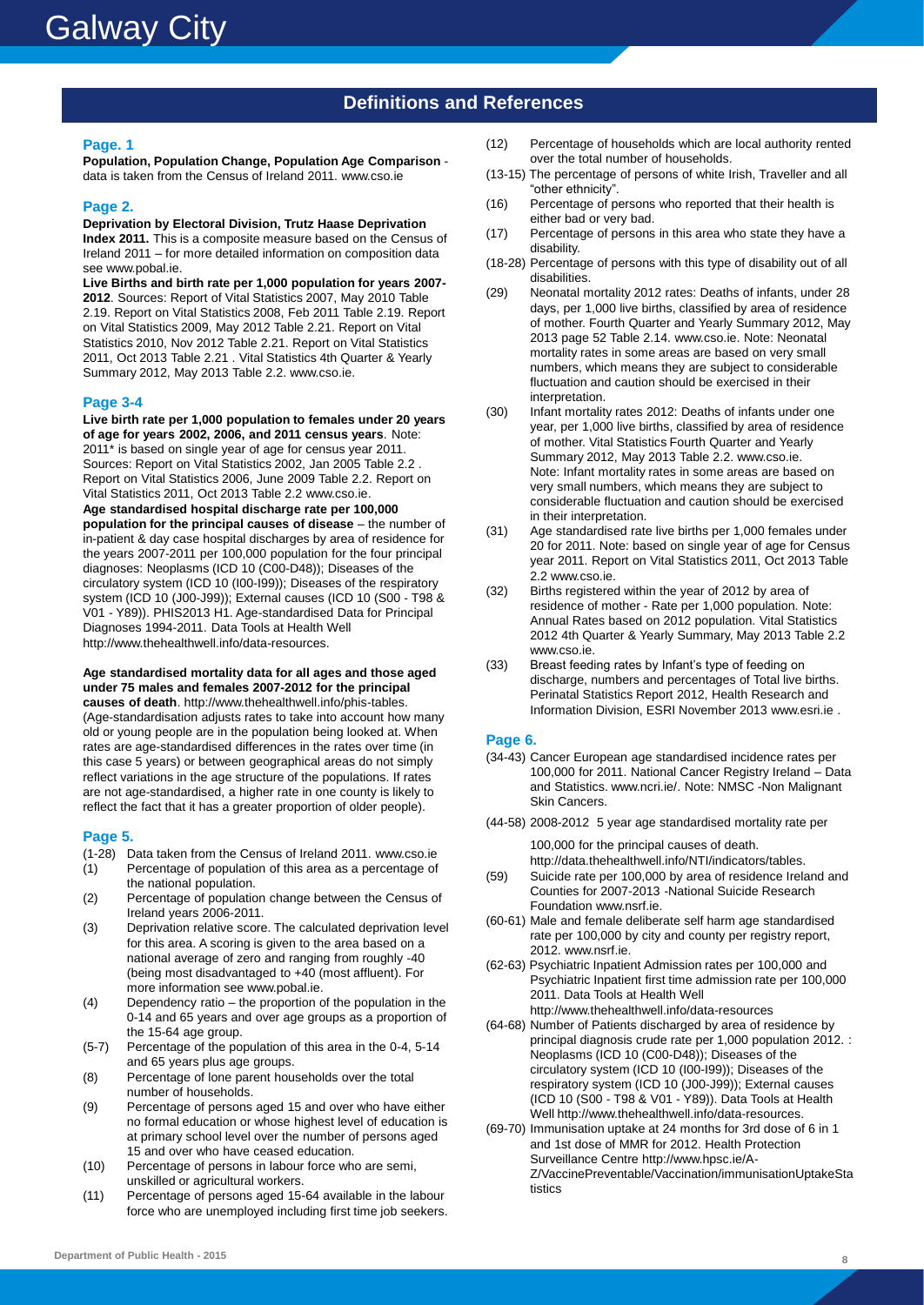# Galway City

## Definitions and References

### Page. 1

**Population, Population Change, Population Age Comparison** - data is taken from the Census of Ireland 2011. www.cso.ie

### Page 2.

**Deprivation by Electoral Division, Trutz Haase Deprivation Index 2011.** This is a composite measure based on the Census of Ireland 2011 – for more detailed information on composition data see www.pobal.ie.

**Live Births and birth rate per 1,000 population for years 2007-2012**. Sources: Report of Vital Statistics 2007, May 2010 Table 2.19. Report on Vital Statistics 2008, Feb 2011 Table 2.19. Report on Vital Statistics 2009, May 2012 Table 2.21. Report on Vital Statistics 2010, Nov 2012 Table 2.21. Report on Vital Statistics 2011, Oct 2013 Table 2.21 . Vital Statistics 4th Quarter & Yearly Summary 2012, May 2013 Table 2.2. www.cso.ie.

### Page 3-4

**Live birth rate per 1,000 population to females under 20 years of age for years 2002, 2006, and 2011 census years**. Note: 2011* is based on single year of age for census year 2011. Sources: Report on Vital Statistics 2002, Jan 2005 Table 2.2 . Report on Vital Statistics 2006, June 2009 Table 2.2. Report on Vital Statistics 2011, Oct 2013 Table 2.2 www.cso.ie.

**Age standardised hospital discharge rate per 100,000 population for the principal causes of disease** – the number of in-patient & day case hospital discharges by area of residence for the years 2007-2011 per 100,000 population for the four principal diagnoses: Neoplasms (ICD 10 (C00-D48)); Diseases of the circulatory system (ICD 10 (I00-I99)); Diseases of the respiratory system (ICD 10 (J00-J99)); External causes (ICD 10 (S00 - T98 & V01 - Y89)). PHIS2013 H1. Age-standardised Data for Principal Diagnoses 1994-2011. Data Tools at Health Well http://www.thehealthwell.info/data-resources.

**Age standardised mortality data for all ages and those aged under 75 males and females 2007-2012 for the principal causes of death**. http://www.thehealthwell.info/phis-tables. (Age-standardisation adjusts rates to take into account how many old or young people are in the population being looked at. When rates are age-standardised differences in the rates over time (in this case 5 years) or between geographical areas do not simply reflect variations in the age structure of the populations. If rates are not age-standardised, a higher rate in one county is likely to reflect the fact that it has a greater proportion of older people).

### Page 5.

(1-28) Data taken from the Census of Ireland 2011. www.cso.ie

(1) Percentage of population of this area as a percentage of the national population.

(2) Percentage of population change between the Census of Ireland years 2006-2011.

(3) Deprivation relative score. The calculated deprivation level for this area. A scoring is given to the area based on a national average of zero and ranging from roughly -40 (being most disadvantaged to +40 (most affluent). For more information see www.pobal.ie.

(4) Dependency ratio – the proportion of the population in the 0-14 and 65 years and over age groups as a proportion of the 15-64 age group.

(5-7) Percentage of the population of this area in the 0-4, 5-14 and 65 years plus age groups.

(8) Percentage of lone parent households over the total number of households.

(9) Percentage of persons aged 15 and over who have either no formal education or whose highest level of education is at primary school level over the number of persons aged 15 and over who have ceased education.

(10) Percentage of persons in labour force who are semi, unskilled or agricultural workers.

(11) Percentage of persons aged 15-64 available in the labour force who are unemployed including first time job seekers.

(12) Percentage of households which are local authority rented over the total number of households.

(13-15) The percentage of persons of white Irish, Traveller and all "other ethnicity".

(16) Percentage of persons who reported that their health is either bad or very bad.

(17) Percentage of persons in this area who state they have a disability.

(18-28) Percentage of persons with this type of disability out of all disabilities.

(29) Neonatal mortality 2012 rates: Deaths of infants, under 28 days, per 1,000 live births, classified by area of residence of mother. Fourth Quarter and Yearly Summary 2012, May 2013 page 52 Table 2.14. www.cso.ie. Note: Neonatal mortality rates in some areas are based on very small numbers, which means they are subject to considerable fluctuation and caution should be exercised in their interpretation.

(30) Infant mortality rates 2012: Deaths of infants under one year, per 1,000 live births, classified by area of residence of mother. Vital Statistics Fourth Quarter and Yearly Summary 2012, May 2013 Table 2.2. www.cso.ie. Note: Infant mortality rates in some areas are based on very small numbers, which means they are subject to considerable fluctuation and caution should be exercised in their interpretation.

(31) Age standardised rate live births per 1,000 females under 20 for 2011. Note: based on single year of age for Census year 2011. Report on Vital Statistics 2011, Oct 2013 Table 2.2 www.cso.ie.

(32) Births registered within the year of 2012 by area of residence of mother - Rate per 1,000 population. Note: Annual Rates based on 2012 population. Vital Statistics 2012 4th Quarter & Yearly Summary, May 2013 Table 2.2 www.cso.ie.

(33) Breast feeding rates by Infant's type of feeding on discharge, numbers and percentages of Total live births. Perinatal Statistics Report 2012, Health Research and Information Division, ESRI November 2013 www.esri.ie .

### Page 6.

(34-43) Cancer European age standardised incidence rates per 100,000 for 2011. National Cancer Registry Ireland – Data and Statistics. www.ncri.ie/. Note: NMSC -Non Malignant Skin Cancers.

(44-58) 2008-2012 5 year age standardised mortality rate per 100,000 for the principal causes of death. http://data.thehealthwell.info/NTI/indicators/tables.

(59) Suicide rate per 100,000 by area of residence Ireland and Counties for 2007-2013 -National Suicide Research Foundation www.nsrf.ie.

(60-61) Male and female deliberate self harm age standardised rate per 100,000 by city and county per registry report, 2012. www.nsrf.ie.

(62-63) Psychiatric Inpatient Admission rates per 100,000 and Psychiatric Inpatient first time admission rate per 100,000 2011. Data Tools at Health Well http://www.thehealthwell.info/data-resources

(64-68) Number of Patients discharged by area of residence by principal diagnosis crude rate per 1,000 population 2012. : Neoplasms (ICD 10 (C00-D48)); Diseases of the circulatory system (ICD 10 (I00-I99)); Diseases of the respiratory system (ICD 10 (J00-J99)); External causes (ICD 10 (S00 - T98 & V01 - Y89)). Data Tools at Health Well http://www.thehealthwell.info/data-resources.

(69-70) Immunisation uptake at 24 months for 3rd dose of 6 in 1 and 1st dose of MMR for 2012. Health Protection Surveillance Centre http://www.hpsc.ie/A-Z/VaccinePreventable/Vaccination/immunisationUptakeStatistics

Department of Public Health - 2015